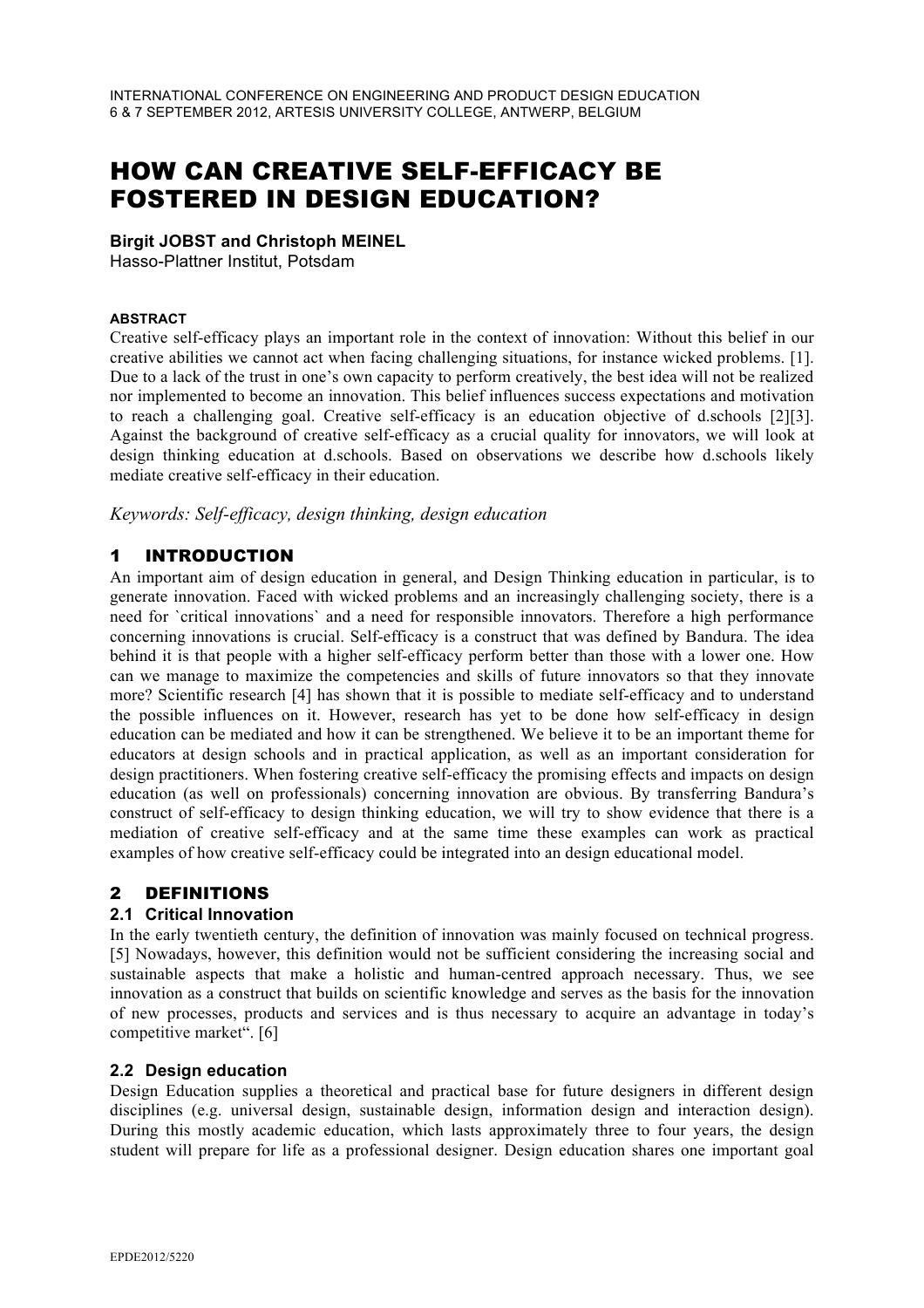INTERNATIONAL CONFERENCE ON ENGINEERING AND PRODUCT DESIGN EDUCATION
6 & 7 SEPTEMBER 2012, ARTESIS UNIVERSITY COLLEGE, ANTWERP, BELGIUM

# HOW CAN CREATIVE SELF-EFFICACY BE FOSTERED IN DESIGN EDUCATION?

**Birgit JOBST and Christoph MEINEL**
Hasso-Plattner Institut, Potsdam

###### ABSTRACT

Creative self-efficacy plays an important role in the context of innovation: Without this belief in our creative abilities we cannot act when facing challenging situations, for instance wicked problems. [1]. Due to a lack of the trust in one's own capacity to perform creatively, the best idea will not be realized nor implemented to become an innovation. This belief influences success expectations and motivation to reach a challenging goal. Creative self-efficacy is an education objective of d.schools [2][3]. Against the background of creative self-efficacy as a crucial quality for innovators, we will look at design thinking education at d.schools. Based on observations we describe how d.schools likely mediate creative self-efficacy in their education.

*Keywords: Self-efficacy, design thinking, design education*

## 1 INTRODUCTION

An important aim of design education in general, and Design Thinking education in particular, is to generate innovation. Faced with wicked problems and an increasingly challenging society, there is a need for `critical innovations` and a need for responsible innovators. Therefore a high performance concerning innovations is crucial. Self-efficacy is a construct that was defined by Bandura. The idea behind it is that people with a higher self-efficacy perform better than those with a lower one. How can we manage to maximize the competencies and skills of future innovators so that they innovate more? Scientific research [4] has shown that it is possible to mediate self-efficacy and to understand the possible influences on it. However, research has yet to be done how self-efficacy in design education can be mediated and how it can be strengthened. We believe it to be an important theme for educators at design schools and in practical application, as well as an important consideration for design practitioners. When fostering creative self-efficacy the promising effects and impacts on design education (as well on professionals) concerning innovation are obvious. By transferring Bandura's construct of self-efficacy to design thinking education, we will try to show evidence that there is a mediation of creative self-efficacy and at the same time these examples can work as practical examples of how creative self-efficacy could be integrated into an design educational model.

## 2 DEFINITIONS

### 2.1 Critical Innovation

In the early twentieth century, the definition of innovation was mainly focused on technical progress. [5] Nowadays, however, this definition would not be sufficient considering the increasing social and sustainable aspects that make a holistic and human-centred approach necessary. Thus, we see innovation as a construct that builds on scientific knowledge and serves as the basis for the innovation of new processes, products and services and is thus necessary to acquire an advantage in today's competitive market". [6]

### 2.2 Design education

Design Education supplies a theoretical and practical base for future designers in different design disciplines (e.g. universal design, sustainable design, information design and interaction design). During this mostly academic education, which lasts approximately three to four years, the design student will prepare for life as a professional designer. Design education shares one important goal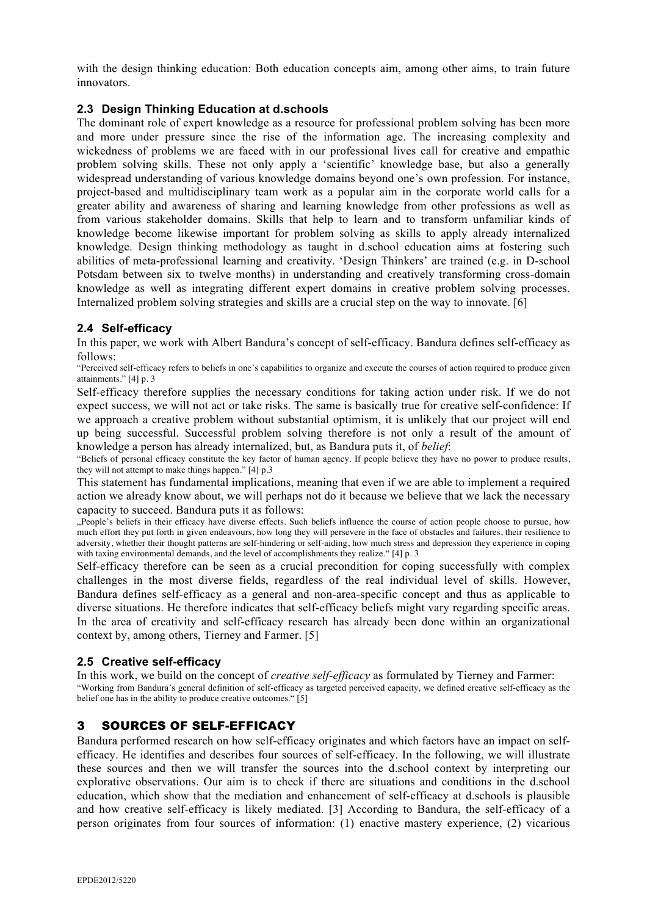with the design thinking education: Both education concepts aim, among other aims, to train future innovators.

### 2.3 Design Thinking Education at d.schools

The dominant role of expert knowledge as a resource for professional problem solving has been more and more under pressure since the rise of the information age. The increasing complexity and wickedness of problems we are faced with in our professional lives call for creative and empathic problem solving skills. These not only apply a 'scientific' knowledge base, but also a generally widespread understanding of various knowledge domains beyond one's own profession. For instance, project-based and multidisciplinary team work as a popular aim in the corporate world calls for a greater ability and awareness of sharing and learning knowledge from other professions as well as from various stakeholder domains. Skills that help to learn and to transform unfamiliar kinds of knowledge become likewise important for problem solving as skills to apply already internalized knowledge. Design thinking methodology as taught in d.school education aims at fostering such abilities of meta-professional learning and creativity. 'Design Thinkers' are trained (e.g. in D-school Potsdam between six to twelve months) in understanding and creatively transforming cross-domain knowledge as well as integrating different expert domains in creative problem solving processes. Internalized problem solving strategies and skills are a crucial step on the way to innovate. [6]

### 2.4 Self-efficacy

In this paper, we work with Albert Bandura's concept of self-efficacy. Bandura defines self-efficacy as follows:

"Perceived self-efficacy refers to beliefs in one's capabilities to organize and execute the courses of action required to produce given attainments." [4] p. 3

Self-efficacy therefore supplies the necessary conditions for taking action under risk. If we do not expect success, we will not act or take risks. The same is basically true for creative self-confidence: If we approach a creative problem without substantial optimism, it is unlikely that our project will end up being successful. Successful problem solving therefore is not only a result of the amount of knowledge a person has already internalized, but, as Bandura puts it, of *belief*:

"Beliefs of personal efficacy constitute the key factor of human agency. If people believe they have no power to produce results, they will not attempt to make things happen." [4] p.3

This statement has fundamental implications, meaning that even if we are able to implement a required action we already know about, we will perhaps not do it because we believe that we lack the necessary capacity to succeed. Bandura puts it as follows:

„People's beliefs in their efficacy have diverse effects. Such beliefs influence the course of action people choose to pursue, how much effort they put forth in given endeavours, how long they will persevere in the face of obstacles and failures, their resilience to adversity, whether their thought patterns are self-hindering or self-aiding, how much stress and depression they experience in coping with taxing environmental demands, and the level of accomplishments they realize." [4] p. 3

Self-efficacy therefore can be seen as a crucial precondition for coping successfully with complex challenges in the most diverse fields, regardless of the real individual level of skills. However, Bandura defines self-efficacy as a general and non-area-specific concept and thus as applicable to diverse situations. He therefore indicates that self-efficacy beliefs might vary regarding specific areas. In the area of creativity and self-efficacy research has already been done within an organizational context by, among others, Tierney and Farmer. [5]

### 2.5 Creative self-efficacy

In this work, we build on the concept of *creative self-efficacy* as formulated by Tierney and Farmer:

"Working from Bandura's general definition of self-efficacy as targeted perceived capacity, we defined creative self-efficacy as the belief one has in the ability to produce creative outcomes." [5]

## 3 SOURCES OF SELF-EFFICACY

Bandura performed research on how self-efficacy originates and which factors have an impact on self-efficacy. He identifies and describes four sources of self-efficacy. In the following, we will illustrate these sources and then we will transfer the sources into the d.school context by interpreting our explorative observations. Our aim is to check if there are situations and conditions in the d.school education, which show that the mediation and enhancement of self-efficacy at d.schools is plausible and how creative self-efficacy is likely mediated. [3] According to Bandura, the self-efficacy of a person originates from four sources of information: (1) enactive mastery experience, (2) vicarious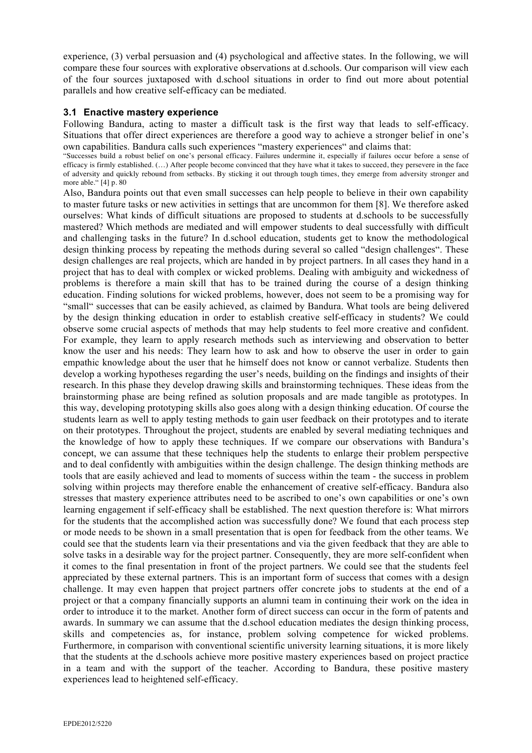experience, (3) verbal persuasion and (4) psychological and affective states. In the following, we will compare these four sources with explorative observations at d.schools. Our comparison will view each of the four sources juxtaposed with d.school situations in order to find out more about potential parallels and how creative self-efficacy can be mediated.

### 3.1 Enactive mastery experience

Following Bandura, acting to master a difficult task is the first way that leads to self-efficacy. Situations that offer direct experiences are therefore a good way to achieve a stronger belief in one's own capabilities. Bandura calls such experiences "mastery experiences" and claims that:

> "Successes build a robust belief on one's personal efficacy. Failures undermine it, especially if failures occur before a sense of efficacy is firmly established. (…) After people become convinced that they have what it takes to succeed, they persevere in the face of adversity and quickly rebound from setbacks. By sticking it out through tough times, they emerge from adversity stronger and more able." [4] p. 80

Also, Bandura points out that even small successes can help people to believe in their own capability to master future tasks or new activities in settings that are uncommon for them [8]. We therefore asked ourselves: What kinds of difficult situations are proposed to students at d.schools to be successfully mastered? Which methods are mediated and will empower students to deal successfully with difficult and challenging tasks in the future? In d.school education, students get to know the methodological design thinking process by repeating the methods during several so called "design challenges". These design challenges are real projects, which are handed in by project partners. In all cases they hand in a project that has to deal with complex or wicked problems. Dealing with ambiguity and wickedness of problems is therefore a main skill that has to be trained during the course of a design thinking education. Finding solutions for wicked problems, however, does not seem to be a promising way for "small" successes that can be easily achieved, as claimed by Bandura. What tools are being delivered by the design thinking education in order to establish creative self-efficacy in students? We could observe some crucial aspects of methods that may help students to feel more creative and confident. For example, they learn to apply research methods such as interviewing and observation to better know the user and his needs: They learn how to ask and how to observe the user in order to gain empathic knowledge about the user that he himself does not know or cannot verbalize. Students then develop a working hypotheses regarding the user's needs, building on the findings and insights of their research. In this phase they develop drawing skills and brainstorming techniques. These ideas from the brainstorming phase are being refined as solution proposals and are made tangible as prototypes. In this way, developing prototyping skills also goes along with a design thinking education. Of course the students learn as well to apply testing methods to gain user feedback on their prototypes and to iterate on their prototypes. Throughout the project, students are enabled by several mediating techniques and the knowledge of how to apply these techniques. If we compare our observations with Bandura's concept, we can assume that these techniques help the students to enlarge their problem perspective and to deal confidently with ambiguities within the design challenge. The design thinking methods are tools that are easily achieved and lead to moments of success within the team - the success in problem solving within projects may therefore enable the enhancement of creative self-efficacy. Bandura also stresses that mastery experience attributes need to be ascribed to one's own capabilities or one's own learning engagement if self-efficacy shall be established. The next question therefore is: What mirrors for the students that the accomplished action was successfully done? We found that each process step or mode needs to be shown in a small presentation that is open for feedback from the other teams. We could see that the students learn via their presentations and via the given feedback that they are able to solve tasks in a desirable way for the project partner. Consequently, they are more self-confident when it comes to the final presentation in front of the project partners. We could see that the students feel appreciated by these external partners. This is an important form of success that comes with a design challenge. It may even happen that project partners offer concrete jobs to students at the end of a project or that a company financially supports an alumni team in continuing their work on the idea in order to introduce it to the market. Another form of direct success can occur in the form of patents and awards. In summary we can assume that the d.school education mediates the design thinking process, skills and competencies as, for instance, problem solving competence for wicked problems. Furthermore, in comparison with conventional scientific university learning situations, it is more likely that the students at the d.schools achieve more positive mastery experiences based on project practice in a team and with the support of the teacher. According to Bandura, these positive mastery experiences lead to heightened self-efficacy.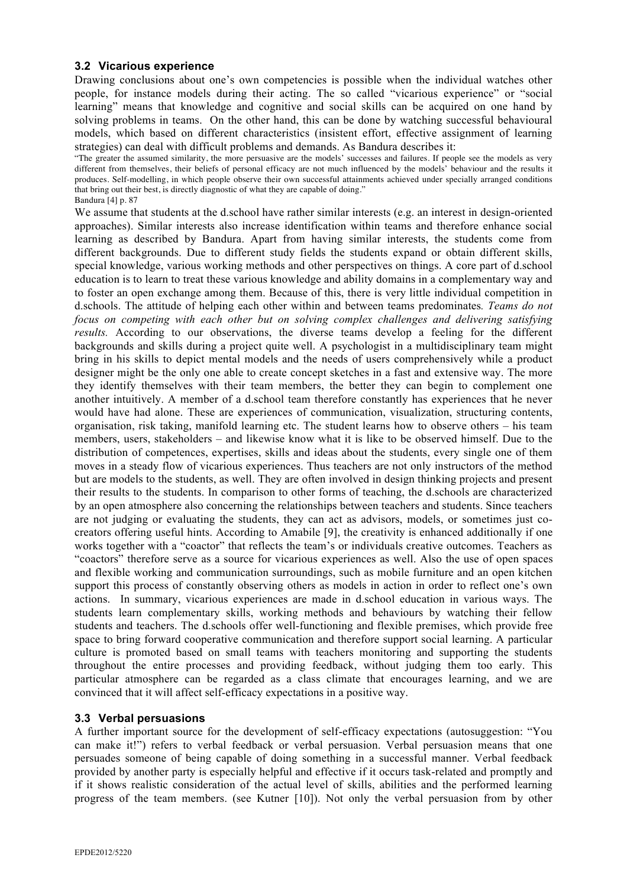### 3.2 Vicarious experience

Drawing conclusions about one's own competencies is possible when the individual watches other people, for instance models during their acting. The so called "vicarious experience" or "social learning" means that knowledge and cognitive and social skills can be acquired on one hand by solving problems in teams. On the other hand, this can be done by watching successful behavioural models, which based on different characteristics (insistent effort, effective assignment of learning strategies) can deal with difficult problems and demands. As Bandura describes it:

"The greater the assumed similarity, the more persuasive are the models' successes and failures. If people see the models as very different from themselves, their beliefs of personal efficacy are not much influenced by the models' behaviour and the results it produces. Self-modelling, in which people observe their own successful attainments achieved under specially arranged conditions that bring out their best, is directly diagnostic of what they are capable of doing."
Bandura [4] p. 87

We assume that students at the d.school have rather similar interests (e.g. an interest in design-oriented approaches). Similar interests also increase identification within teams and therefore enhance social learning as described by Bandura. Apart from having similar interests, the students come from different backgrounds. Due to different study fields the students expand or obtain different skills, special knowledge, various working methods and other perspectives on things. A core part of d.school education is to learn to treat these various knowledge and ability domains in a complementary way and to foster an open exchange among them. Because of this, there is very little individual competition in d.schools. The attitude of helping each other within and between teams predominates. *Teams do not focus on competing with each other but on solving complex challenges and delivering satisfying results.* According to our observations, the diverse teams develop a feeling for the different backgrounds and skills during a project quite well. A psychologist in a multidisciplinary team might bring in his skills to depict mental models and the needs of users comprehensively while a product designer might be the only one able to create concept sketches in a fast and extensive way. The more they identify themselves with their team members, the better they can begin to complement one another intuitively. A member of a d.school team therefore constantly has experiences that he never would have had alone. These are experiences of communication, visualization, structuring contents, organisation, risk taking, manifold learning etc. The student learns how to observe others – his team members, users, stakeholders – and likewise know what it is like to be observed himself. Due to the distribution of competences, expertises, skills and ideas about the students, every single one of them moves in a steady flow of vicarious experiences. Thus teachers are not only instructors of the method but are models to the students, as well. They are often involved in design thinking projects and present their results to the students. In comparison to other forms of teaching, the d.schools are characterized by an open atmosphere also concerning the relationships between teachers and students. Since teachers are not judging or evaluating the students, they can act as advisors, models, or sometimes just co-creators offering useful hints. According to Amabile [9], the creativity is enhanced additionally if one works together with a "coactor" that reflects the team's or individuals creative outcomes. Teachers as "coactors" therefore serve as a source for vicarious experiences as well. Also the use of open spaces and flexible working and communication surroundings, such as mobile furniture and an open kitchen support this process of constantly observing others as models in action in order to reflect one's own actions. In summary, vicarious experiences are made in d.school education in various ways. The students learn complementary skills, working methods and behaviours by watching their fellow students and teachers. The d.schools offer well-functioning and flexible premises, which provide free space to bring forward cooperative communication and therefore support social learning. A particular culture is promoted based on small teams with teachers monitoring and supporting the students throughout the entire processes and providing feedback, without judging them too early. This particular atmosphere can be regarded as a class climate that encourages learning, and we are convinced that it will affect self-efficacy expectations in a positive way.

### 3.3 Verbal persuasions

A further important source for the development of self-efficacy expectations (autosuggestion: "You can make it!") refers to verbal feedback or verbal persuasion. Verbal persuasion means that one persuades someone of being capable of doing something in a successful manner. Verbal feedback provided by another party is especially helpful and effective if it occurs task-related and promptly and if it shows realistic consideration of the actual level of skills, abilities and the performed learning progress of the team members. (see Kutner [10]). Not only the verbal persuasion from by other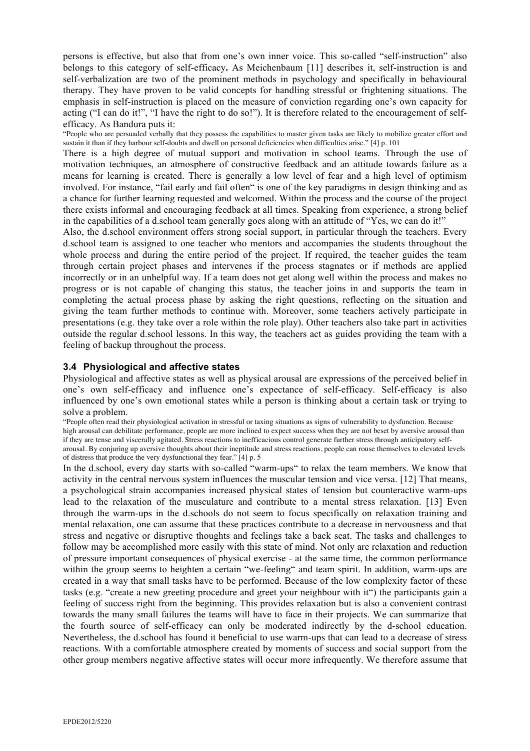persons is effective, but also that from one's own inner voice. This so-called "self-instruction" also belongs to this category of self-efficacy**.** As Meichenbaum [11] describes it, self-instruction is and self-verbalization are two of the prominent methods in psychology and specifically in behavioural therapy. They have proven to be valid concepts for handling stressful or frightening situations. The emphasis in self-instruction is placed on the measure of conviction regarding one's own capacity for acting ("I can do it!", "I have the right to do so!"). It is therefore related to the encouragement of self-efficacy. As Bandura puts it:

"People who are persuaded verbally that they possess the capabilities to master given tasks are likely to mobilize greater effort and sustain it than if they harbour self-doubts and dwell on personal deficiencies when difficulties arise." [4] p. 101

There is a high degree of mutual support and motivation in school teams. Through the use of motivation techniques, an atmosphere of constructive feedback and an attitude towards failure as a means for learning is created. There is generally a low level of fear and a high level of optimism involved. For instance, "fail early and fail often" is one of the key paradigms in design thinking and as a chance for further learning requested and welcomed. Within the process and the course of the project there exists informal and encouraging feedback at all times. Speaking from experience, a strong belief in the capabilities of a d.school team generally goes along with an attitude of "Yes, we can do it!"

Also, the d.school environment offers strong social support, in particular through the teachers. Every d.school team is assigned to one teacher who mentors and accompanies the students throughout the whole process and during the entire period of the project. If required, the teacher guides the team through certain project phases and intervenes if the process stagnates or if methods are applied incorrectly or in an unhelpful way. If a team does not get along well within the process and makes no progress or is not capable of changing this status, the teacher joins in and supports the team in completing the actual process phase by asking the right questions, reflecting on the situation and giving the team further methods to continue with. Moreover, some teachers actively participate in presentations (e.g. they take over a role within the role play). Other teachers also take part in activities outside the regular d.school lessons. In this way, the teachers act as guides providing the team with a feeling of backup throughout the process.

### 3.4 Physiological and affective states

Physiological and affective states as well as physical arousal are expressions of the perceived belief in one's own self-efficacy and influence one's expectance of self-efficacy. Self-efficacy is also influenced by one's own emotional states while a person is thinking about a certain task or trying to solve a problem.

"People often read their physiological activation in stressful or taxing situations as signs of vulnerability to dysfunction. Because high arousal can debilitate performance, people are more inclined to expect success when they are not beset by aversive arousal than if they are tense and viscerally agitated. Stress reactions to inefficacious control generate further stress through anticipatory self-arousal. By conjuring up aversive thoughts about their ineptitude and stress reactions, people can rouse themselves to elevated levels of distress that produce the very dysfunctional they fear." [4] p. 5

In the d.school, every day starts with so-called "warm-ups" to relax the team members. We know that activity in the central nervous system influences the muscular tension and vice versa. [12] That means, a psychological strain accompanies increased physical states of tension but counteractive warm-ups lead to the relaxation of the musculature and contribute to a mental stress relaxation. [13] Even through the warm-ups in the d.schools do not seem to focus specifically on relaxation training and mental relaxation, one can assume that these practices contribute to a decrease in nervousness and that stress and negative or disruptive thoughts and feelings take a back seat. The tasks and challenges to follow may be accomplished more easily with this state of mind. Not only are relaxation and reduction of pressure important consequences of physical exercise - at the same time, the common performance within the group seems to heighten a certain "we-feeling" and team spirit. In addition, warm-ups are created in a way that small tasks have to be performed. Because of the low complexity factor of these tasks (e.g. "create a new greeting procedure and greet your neighbour with it") the participants gain a feeling of success right from the beginning. This provides relaxation but is also a convenient contrast towards the many small failures the teams will have to face in their projects. We can summarize that the fourth source of self-efficacy can only be moderated indirectly by the d-school education. Nevertheless, the d.school has found it beneficial to use warm-ups that can lead to a decrease of stress reactions. With a comfortable atmosphere created by moments of success and social support from the other group members negative affective states will occur more infrequently. We therefore assume that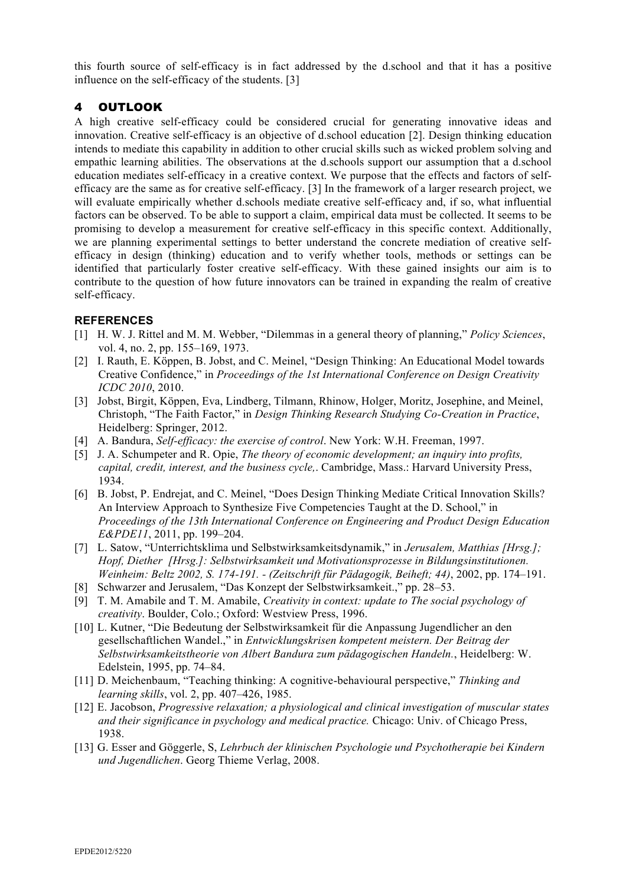this fourth source of self-efficacy is in fact addressed by the d.school and that it has a positive influence on the self-efficacy of the students. [3]

## 4 OUTLOOK

A high creative self-efficacy could be considered crucial for generating innovative ideas and innovation. Creative self-efficacy is an objective of d.school education [2]. Design thinking education intends to mediate this capability in addition to other crucial skills such as wicked problem solving and empathic learning abilities. The observations at the d.schools support our assumption that a d.school education mediates self-efficacy in a creative context. We purpose that the effects and factors of self-efficacy are the same as for creative self-efficacy. [3] In the framework of a larger research project, we will evaluate empirically whether d.schools mediate creative self-efficacy and, if so, what influential factors can be observed. To be able to support a claim, empirical data must be collected. It seems to be promising to develop a measurement for creative self-efficacy in this specific context. Additionally, we are planning experimental settings to better understand the concrete mediation of creative self-efficacy in design (thinking) education and to verify whether tools, methods or settings can be identified that particularly foster creative self-efficacy. With these gained insights our aim is to contribute to the question of how future innovators can be trained in expanding the realm of creative self-efficacy.

## REFERENCES

[1] H. W. J. Rittel and M. M. Webber, "Dilemmas in a general theory of planning," *Policy Sciences*, vol. 4, no. 2, pp. 155–169, 1973.

[2] I. Rauth, E. Köppen, B. Jobst, and C. Meinel, "Design Thinking: An Educational Model towards Creative Confidence," in *Proceedings of the 1st International Conference on Design Creativity ICDC 2010*, 2010.

[3] Jobst, Birgit, Köppen, Eva, Lindberg, Tilmann, Rhinow, Holger, Moritz, Josephine, and Meinel, Christoph, "The Faith Factor," in *Design Thinking Research Studying Co-Creation in Practice*, Heidelberg: Springer, 2012.

[4] A. Bandura, *Self-efficacy: the exercise of control*. New York: W.H. Freeman, 1997.

[5] J. A. Schumpeter and R. Opie, *The theory of economic development; an inquiry into profits, capital, credit, interest, and the business cycle,*. Cambridge, Mass.: Harvard University Press, 1934.

[6] B. Jobst, P. Endrejat, and C. Meinel, "Does Design Thinking Mediate Critical Innovation Skills? An Interview Approach to Synthesize Five Competencies Taught at the D. School," in *Proceedings of the 13th International Conference on Engineering and Product Design Education E&PDE11*, 2011, pp. 199–204.

[7] L. Satow, "Unterrichtsklima und Selbstwirksamkeitsdynamik," in *Jerusalem, Matthias [Hrsg.]; Hopf, Diether [Hrsg.]: Selbstwirksamkeit und Motivationsprozesse in Bildungsinstitutionen. Weinheim: Beltz 2002, S. 174-191. - (Zeitschrift für Pädagogik, Beiheft; 44)*, 2002, pp. 174–191.

[8] Schwarzer and Jerusalem, "Das Konzept der Selbstwirksamkeit.," pp. 28–53.

[9] T. M. Amabile and T. M. Amabile, *Creativity in context: update to The social psychology of creativity*. Boulder, Colo.; Oxford: Westview Press, 1996.

[10] L. Kutner, "Die Bedeutung der Selbstwirksamkeit für die Anpassung Jugendlicher an den gesellschaftlichen Wandel.," in *Entwicklungskrisen kompetent meistern. Der Beitrag der Selbstwirksamkeitstheorie von Albert Bandura zum pädagogischen Handeln.*, Heidelberg: W. Edelstein, 1995, pp. 74–84.

[11] D. Meichenbaum, "Teaching thinking: A cognitive-behavioural perspective," *Thinking and learning skills*, vol. 2, pp. 407–426, 1985.

[12] E. Jacobson, *Progressive relaxation; a physiological and clinical investigation of muscular states and their significance in psychology and medical practice.* Chicago: Univ. of Chicago Press, 1938.

[13] G. Esser and Göggerle, S, *Lehrbuch der klinischen Psychologie und Psychotherapie bei Kindern und Jugendlichen*. Georg Thieme Verlag, 2008.